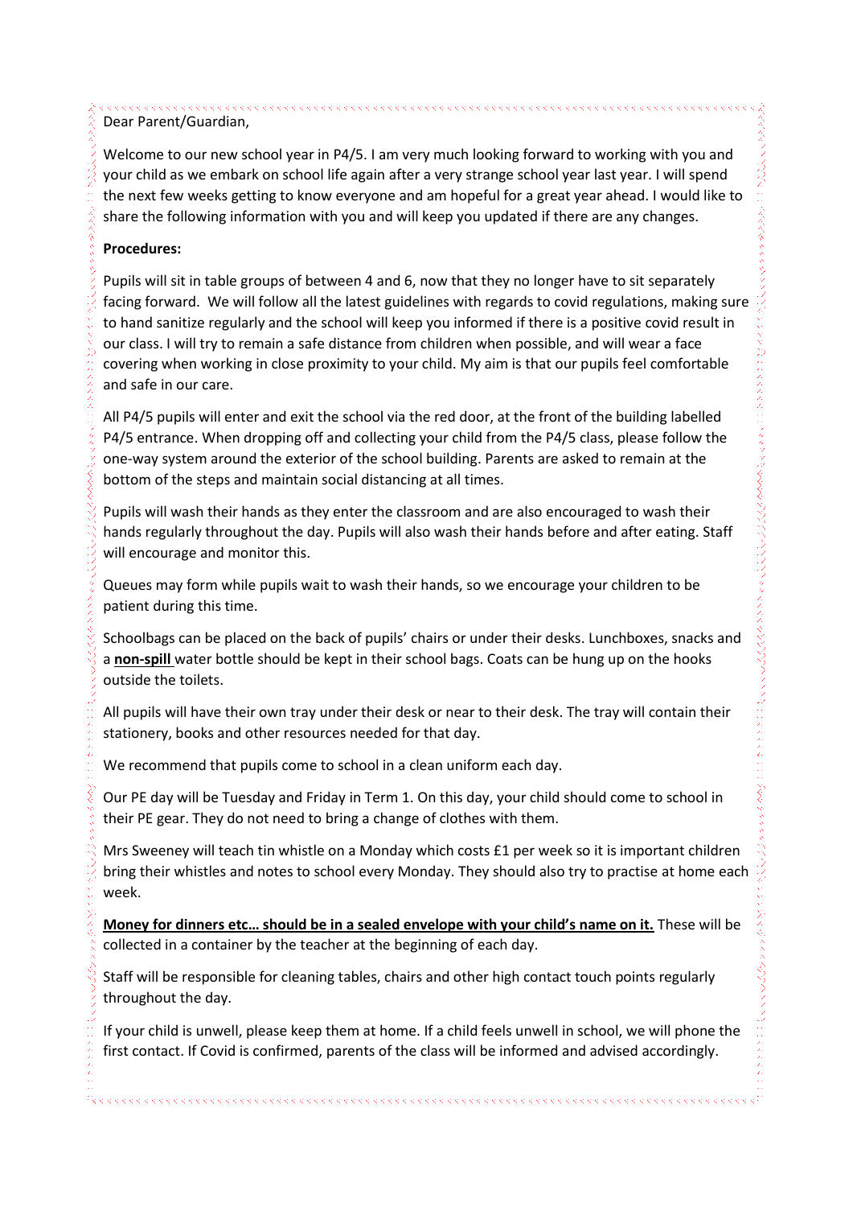Dear Parent/Guardian,

Welcome to our new school year in P4/5. I am very much looking forward to working with you and your child as we embark on school life again after a very strange school year last year. I will spend the next few weeks getting to know everyone and am hopeful for a great year ahead. I would like to share the following information with you and will keep you updated if there are any changes.

**Procedures:**

Pupils will sit in table groups of between 4 and 6, now that they no longer have to sit separately facing forward. We will follow all the latest guidelines with regards to covid regulations, making sure to hand sanitize regularly and the school will keep you informed if there is a positive covid result in our class. I will try to remain a safe distance from children when possible, and will wear a face covering when working in close proximity to your child. My aim is that our pupils feel comfortable and safe in our care.

All P4/5 pupils will enter and exit the school via the red door, at the front of the building labelled P4/5 entrance. When dropping off and collecting your child from the P4/5 class, please follow the one-way system around the exterior of the school building. Parents are asked to remain at the bottom of the steps and maintain social distancing at all times.

Pupils will wash their hands as they enter the classroom and are also encouraged to wash their hands regularly throughout the day. Pupils will also wash their hands before and after eating. Staff will encourage and monitor this.

Queues may form while pupils wait to wash their hands, so we encourage your children to be patient during this time.

Schoolbags can be placed on the back of pupils' chairs or under their desks. Lunchboxes, snacks and a **<u>non-spill</u>** water bottle should be kept in their school bags. Coats can be hung up on the hooks outside the toilets.

All pupils will have their own tray under their desk or near to their desk. The tray will contain their stationery, books and other resources needed for that day.

We recommend that pupils come to school in a clean uniform each day.

Our PE day will be Tuesday and Friday in Term 1. On this day, your child should come to school in their PE gear. They do not need to bring a change of clothes with them.

Mrs Sweeney will teach tin whistle on a Monday which costs £1 per week so it is important children bring their whistles and notes to school every Monday. They should also try to practise at home each week.

**<u>Money for dinners etc… should be in a sealed envelope with your child's name on it.</u>** These will be collected in a container by the teacher at the beginning of each day.

Staff will be responsible for cleaning tables, chairs and other high contact touch points regularly throughout the day.

If your child is unwell, please keep them at home. If a child feels unwell in school, we will phone the first contact. If Covid is confirmed, parents of the class will be informed and advised accordingly.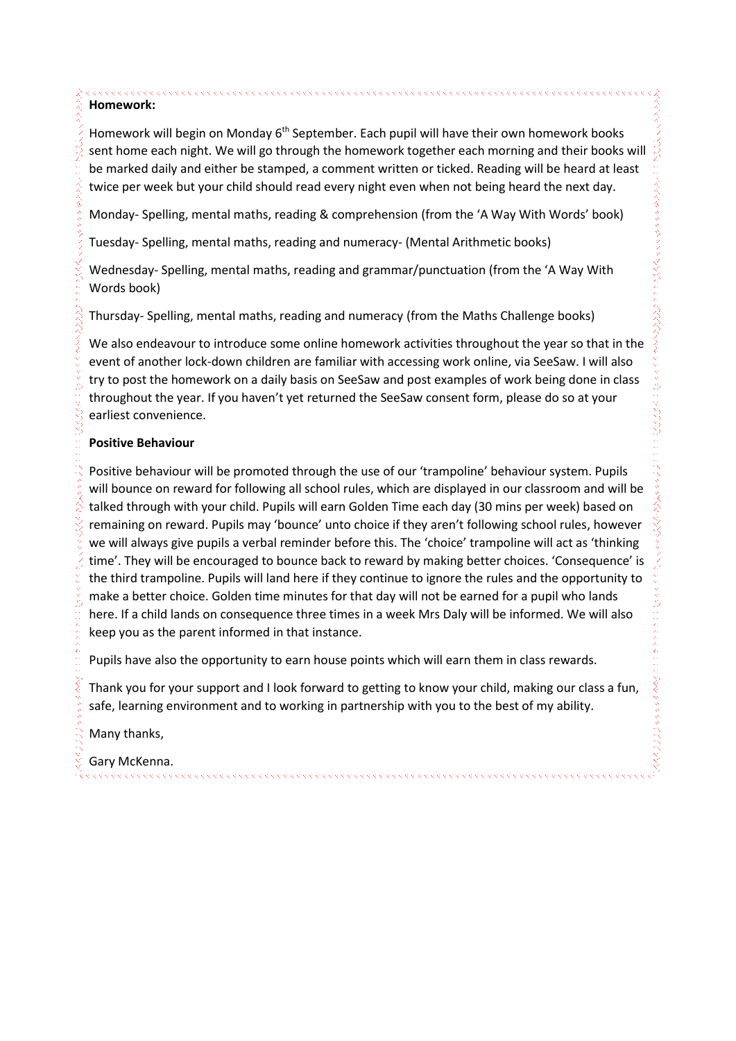**Homework:**

Homework will begin on Monday 6th September. Each pupil will have their own homework books sent home each night. We will go through the homework together each morning and their books will be marked daily and either be stamped, a comment written or ticked. Reading will be heard at least twice per week but your child should read every night even when not being heard the next day.

Monday- Spelling, mental maths, reading & comprehension (from the 'A Way With Words' book)

Tuesday- Spelling, mental maths, reading and numeracy- (Mental Arithmetic books)

Wednesday- Spelling, mental maths, reading and grammar/punctuation (from the 'A Way With Words book)

Thursday- Spelling, mental maths, reading and numeracy (from the Maths Challenge books)

We also endeavour to introduce some online homework activities throughout the year so that in the event of another lock-down children are familiar with accessing work online, via SeeSaw. I will also try to post the homework on a daily basis on SeeSaw and post examples of work being done in class throughout the year. If you haven't yet returned the SeeSaw consent form, please do so at your earliest convenience.

**Positive Behaviour**

Positive behaviour will be promoted through the use of our 'trampoline' behaviour system. Pupils will bounce on reward for following all school rules, which are displayed in our classroom and will be talked through with your child. Pupils will earn Golden Time each day (30 mins per week) based on remaining on reward. Pupils may 'bounce' unto choice if they aren't following school rules, however we will always give pupils a verbal reminder before this. The 'choice' trampoline will act as 'thinking time'. They will be encouraged to bounce back to reward by making better choices. 'Consequence' is the third trampoline. Pupils will land here if they continue to ignore the rules and the opportunity to make a better choice. Golden time minutes for that day will not be earned for a pupil who lands here. If a child lands on consequence three times in a week Mrs Daly will be informed. We will also keep you as the parent informed in that instance.

Pupils have also the opportunity to earn house points which will earn them in class rewards.

Thank you for your support and I look forward to getting to know your child, making our class a fun, safe, learning environment and to working in partnership with you to the best of my ability.

Many thanks,

Gary McKenna.